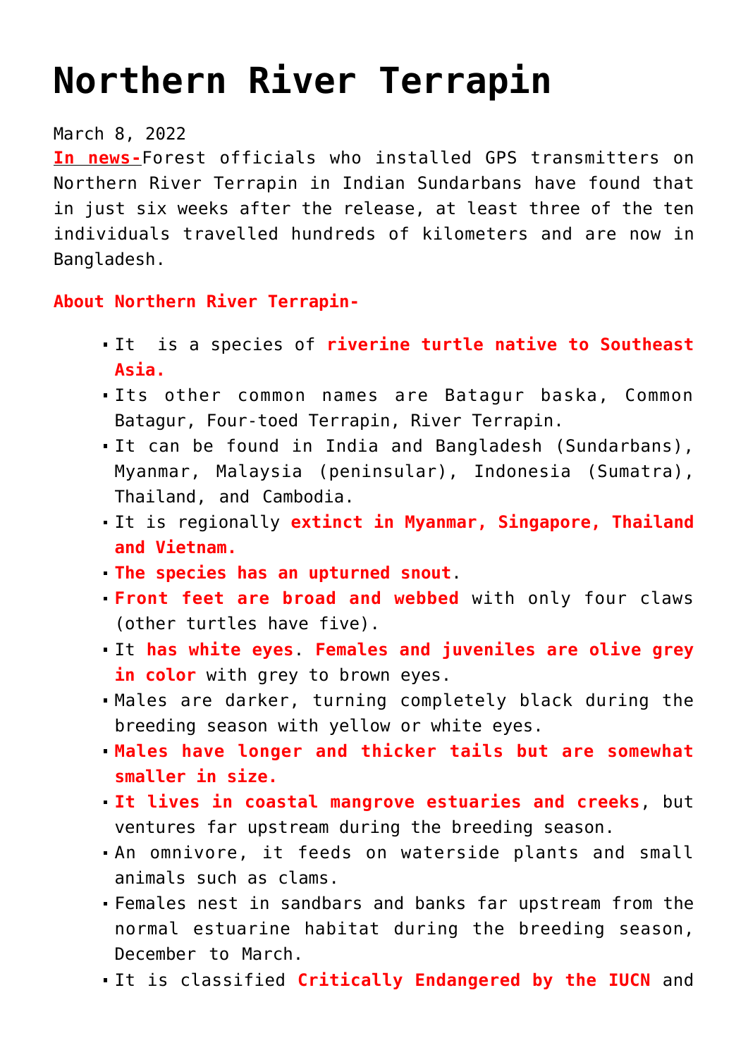# Northern River Terrapin

March 8, 2022

**In news-**Forest officials who installed GPS transmitters on Northern River Terrapin in Indian Sundarbans have found that in just six weeks after the release, at least three of the ten individuals travelled hundreds of kilometers and are now in Bangladesh.

**About Northern River Terrapin-**

- It is a species of **riverine turtle native to Southeast Asia.**
- Its other common names are Batagur baska, Common Batagur, Four-toed Terrapin, River Terrapin.
- It can be found in India and Bangladesh (Sundarbans), Myanmar, Malaysia (peninsular), Indonesia (Sumatra), Thailand, and Cambodia.
- It is regionally **extinct in Myanmar, Singapore, Thailand and Vietnam.**
- **The species has an upturned snout**.
- **Front feet are broad and webbed** with only four claws (other turtles have five).
- It **has white eyes**. **Females and juveniles are olive grey in color** with grey to brown eyes.
- Males are darker, turning completely black during the breeding season with yellow or white eyes.
- **Males have longer and thicker tails but are somewhat smaller in size.**
- **It lives in coastal mangrove estuaries and creeks**, but ventures far upstream during the breeding season.
- An omnivore, it feeds on waterside plants and small animals such as clams.
- Females nest in sandbars and banks far upstream from the normal estuarine habitat during the breeding season, December to March.
- It is classified **Critically Endangered by the IUCN** and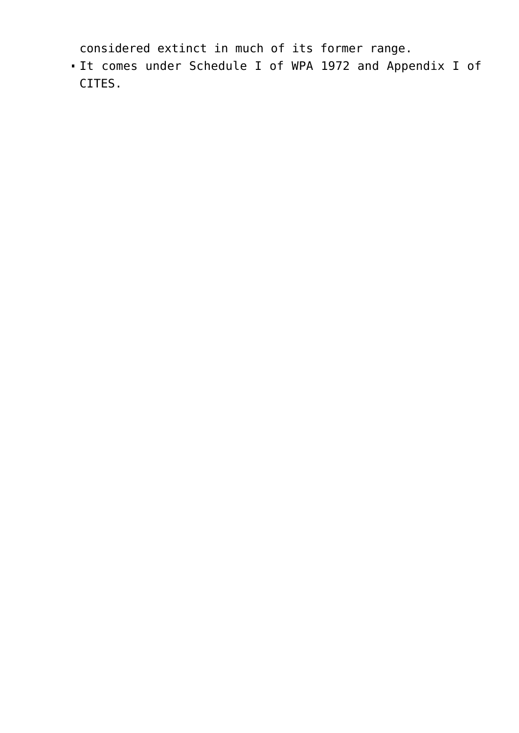considered extinct in much of its former range.

- It comes under Schedule I of WPA 1972 and Appendix I of CITES.